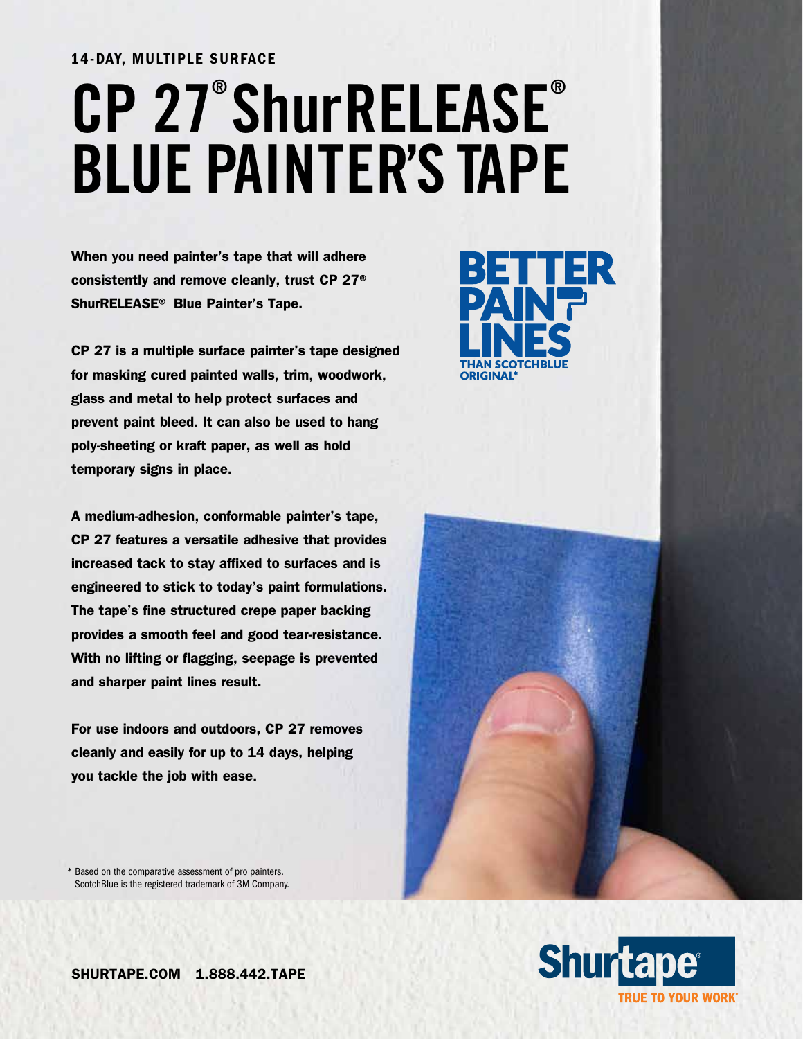14-DAY, MULTIPLE SURFACE

# CP 27® ShurRELEASE® BLUE PAINTER'S TAPE

**When you need painter's tape that will adhere consistently and remove cleanly, trust CP 27® ShurRELEASE® Blue Painter's Tape.**

**CP 27 is a multiple surface painter's tape designed for masking cured painted walls, trim, woodwork, glass and metal to help protect surfaces and prevent paint bleed. It can also be used to hang poly-sheeting or kraft paper, as well as hold temporary signs in place.**

**A medium-adhesion, conformable painter's tape, CP 27 features a versatile adhesive that provides increased tack to stay affixed to surfaces and is engineered to stick to today's paint formulations. The tape's fine structured crepe paper backing provides a smooth feel and good tear-resistance. With no lifting or flagging, seepage is prevented and sharper paint lines result.**

**For use indoors and outdoors, CP 27 removes cleanly and easily for up to 14 days, helping you tackle the job with ease.**

**BETTER PAINT LINES THAN SCOTCHBLUE ORIGINAL***

\* Based on the comparative assessment of pro painters.
ScotchBlue is the registered trademark of 3M Company.

**SHURTAPE.COM 1.888.442.TAPE**

Shurtape® TRUE TO YOUR WORK®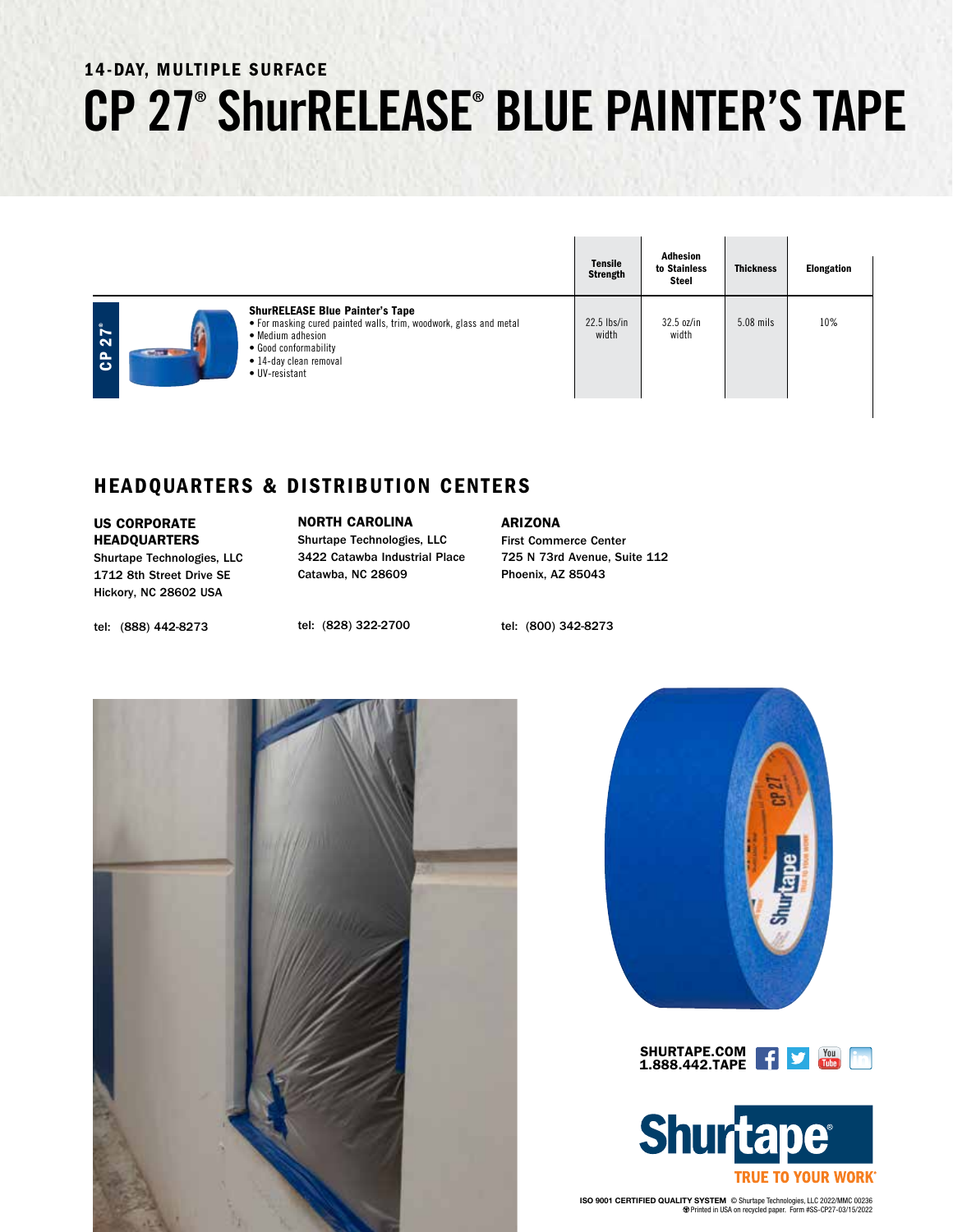14-DAY, MULTIPLE SURFACE

# CP 27® ShurRELEASE® BLUE PAINTER'S TAPE

| | | Tensile Strength | Adhesion to Stainless Steel | Thickness | Elongation |
|---|---|---|---|---|---|
| CP 27® | **ShurRELEASE Blue Painter's Tape**<br>• For masking cured painted walls, trim, woodwork, glass and metal<br>• Medium adhesion<br>• Good conformability<br>• 14-day clean removal<br>• UV-resistant | 22.5 lbs/in width | 32.5 oz/in width | 5.08 mils | 10% |

## HEADQUARTERS & DISTRIBUTION CENTERS

**US CORPORATE HEADQUARTERS**
Shurtape Technologies, LLC
1712 8th Street Drive SE
Hickory, NC 28602 USA

tel: (888) 442-8273

**NORTH CAROLINA**
Shurtape Technologies, LLC
3422 Catawba Industrial Place
Catawba, NC 28609

tel: (828) 322-2700

**ARIZONA**
First Commerce Center
725 N 73rd Avenue, Suite 112
Phoenix, AZ 85043

tel: (800) 342-8273

**SHURTAPE.COM**
**1.888.442.TAPE**

Shurtape® TRUE TO YOUR WORK®

**ISO 9001 CERTIFIED QUALITY SYSTEM** © Shurtape Technologies, LLC 2022/MMC 00236
Printed in USA on recycled paper. Form #SS-CP27-03/15/2022